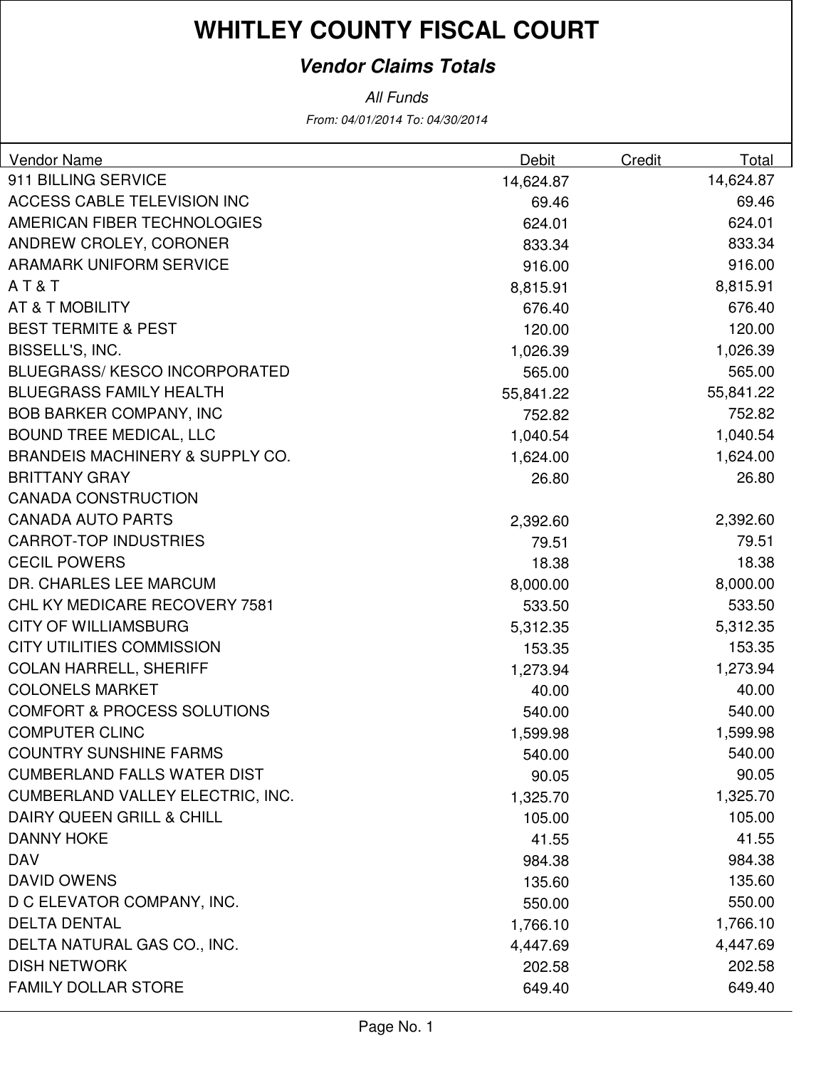# WHITLEY COUNTY FISCAL COURT

## *Vendor Claims Totals*

*All Funds*

*From: 04/01/2014 To: 04/30/2014*

| Vendor Name | Debit | Credit | Total |
|---|---|---|---|
| 911 BILLING SERVICE | 14,624.87 | | 14,624.87 |
| ACCESS CABLE TELEVISION INC | 69.46 | | 69.46 |
| AMERICAN FIBER TECHNOLOGIES | 624.01 | | 624.01 |
| ANDREW CROLEY, CORONER | 833.34 | | 833.34 |
| ARAMARK UNIFORM SERVICE | 916.00 | | 916.00 |
| A T & T | 8,815.91 | | 8,815.91 |
| AT & T MOBILITY | 676.40 | | 676.40 |
| BEST TERMITE & PEST | 120.00 | | 120.00 |
| BISSELL'S, INC. | 1,026.39 | | 1,026.39 |
| BLUEGRASS/ KESCO INCORPORATED | 565.00 | | 565.00 |
| BLUEGRASS FAMILY HEALTH | 55,841.22 | | 55,841.22 |
| BOB BARKER COMPANY, INC | 752.82 | | 752.82 |
| BOUND TREE MEDICAL, LLC | 1,040.54 | | 1,040.54 |
| BRANDEIS MACHINERY & SUPPLY CO. | 1,624.00 | | 1,624.00 |
| BRITTANY GRAY | 26.80 | | 26.80 |
| CANADA CONSTRUCTION | | | |
| CANADA AUTO PARTS | 2,392.60 | | 2,392.60 |
| CARROT-TOP INDUSTRIES | 79.51 | | 79.51 |
| CECIL POWERS | 18.38 | | 18.38 |
| DR. CHARLES LEE MARCUM | 8,000.00 | | 8,000.00 |
| CHL KY MEDICARE RECOVERY 7581 | 533.50 | | 533.50 |
| CITY OF WILLIAMSBURG | 5,312.35 | | 5,312.35 |
| CITY UTILITIES COMMISSION | 153.35 | | 153.35 |
| COLAN HARRELL, SHERIFF | 1,273.94 | | 1,273.94 |
| COLONELS MARKET | 40.00 | | 40.00 |
| COMFORT & PROCESS SOLUTIONS | 540.00 | | 540.00 |
| COMPUTER CLINC | 1,599.98 | | 1,599.98 |
| COUNTRY SUNSHINE FARMS | 540.00 | | 540.00 |
| CUMBERLAND FALLS WATER DIST | 90.05 | | 90.05 |
| CUMBERLAND VALLEY ELECTRIC, INC. | 1,325.70 | | 1,325.70 |
| DAIRY QUEEN GRILL & CHILL | 105.00 | | 105.00 |
| DANNY HOKE | 41.55 | | 41.55 |
| DAV | 984.38 | | 984.38 |
| DAVID OWENS | 135.60 | | 135.60 |
| D C ELEVATOR COMPANY, INC. | 550.00 | | 550.00 |
| DELTA DENTAL | 1,766.10 | | 1,766.10 |
| DELTA NATURAL GAS CO., INC. | 4,447.69 | | 4,447.69 |
| DISH NETWORK | 202.58 | | 202.58 |
| FAMILY DOLLAR STORE | 649.40 | | 649.40 |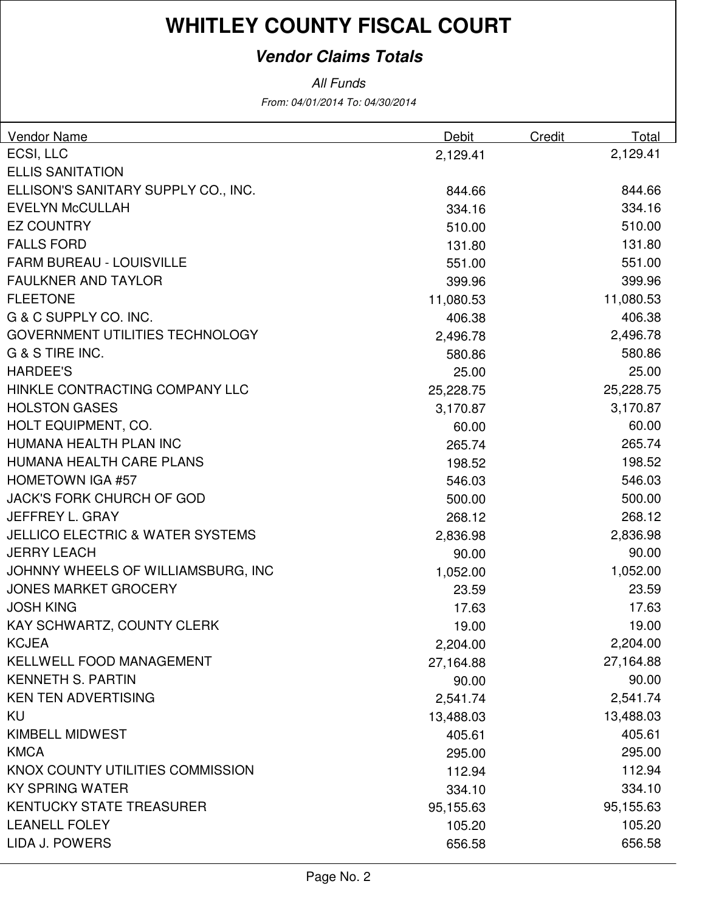# WHITLEY COUNTY FISCAL COURT

***Vendor Claims Totals***

*All Funds*

*From: 04/01/2014 To: 04/30/2014*

| Vendor Name | Debit | Credit | Total |
|---|---|---|---|
| ECSI, LLC | 2,129.41 | | 2,129.41 |
| ELLIS SANITATION | | | |
| ELLISON'S SANITARY SUPPLY CO., INC. | 844.66 | | 844.66 |
| EVELYN McCULLAH | 334.16 | | 334.16 |
| EZ COUNTRY | 510.00 | | 510.00 |
| FALLS FORD | 131.80 | | 131.80 |
| FARM BUREAU - LOUISVILLE | 551.00 | | 551.00 |
| FAULKNER AND TAYLOR | 399.96 | | 399.96 |
| FLEETONE | 11,080.53 | | 11,080.53 |
| G & C SUPPLY CO. INC. | 406.38 | | 406.38 |
| GOVERNMENT UTILITIES TECHNOLOGY | 2,496.78 | | 2,496.78 |
| G & S TIRE INC. | 580.86 | | 580.86 |
| HARDEE'S | 25.00 | | 25.00 |
| HINKLE CONTRACTING COMPANY LLC | 25,228.75 | | 25,228.75 |
| HOLSTON GASES | 3,170.87 | | 3,170.87 |
| HOLT EQUIPMENT, CO. | 60.00 | | 60.00 |
| HUMANA HEALTH PLAN INC | 265.74 | | 265.74 |
| HUMANA HEALTH CARE PLANS | 198.52 | | 198.52 |
| HOMETOWN IGA #57 | 546.03 | | 546.03 |
| JACK'S FORK CHURCH OF GOD | 500.00 | | 500.00 |
| JEFFREY L. GRAY | 268.12 | | 268.12 |
| JELLICO ELECTRIC & WATER SYSTEMS | 2,836.98 | | 2,836.98 |
| JERRY LEACH | 90.00 | | 90.00 |
| JOHNNY WHEELS OF WILLIAMSBURG, INC | 1,052.00 | | 1,052.00 |
| JONES MARKET GROCERY | 23.59 | | 23.59 |
| JOSH KING | 17.63 | | 17.63 |
| KAY SCHWARTZ, COUNTY CLERK | 19.00 | | 19.00 |
| KCJEA | 2,204.00 | | 2,204.00 |
| KELLWELL FOOD MANAGEMENT | 27,164.88 | | 27,164.88 |
| KENNETH S. PARTIN | 90.00 | | 90.00 |
| KEN TEN ADVERTISING | 2,541.74 | | 2,541.74 |
| KU | 13,488.03 | | 13,488.03 |
| KIMBELL MIDWEST | 405.61 | | 405.61 |
| KMCA | 295.00 | | 295.00 |
| KNOX COUNTY UTILITIES COMMISSION | 112.94 | | 112.94 |
| KY SPRING WATER | 334.10 | | 334.10 |
| KENTUCKY STATE TREASURER | 95,155.63 | | 95,155.63 |
| LEANELL FOLEY | 105.20 | | 105.20 |
| LIDA J. POWERS | 656.58 | | 656.58 |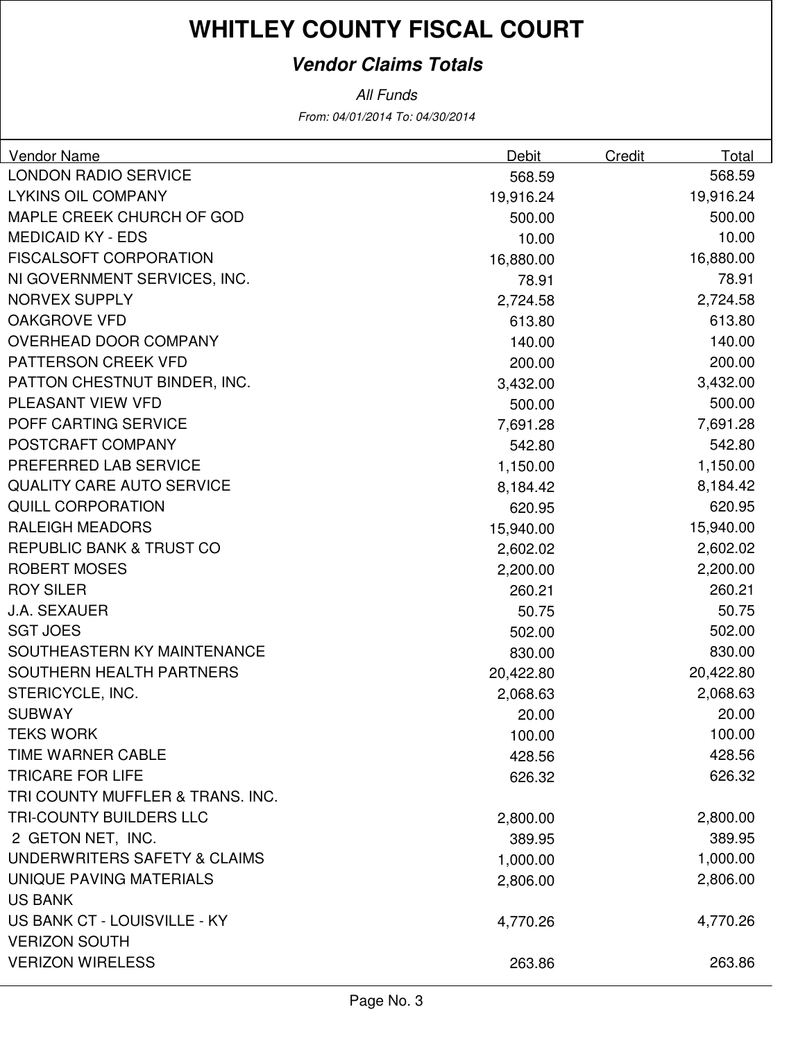# WHITLEY COUNTY FISCAL COURT

***Vendor Claims Totals***

*All Funds*

*From: 04/01/2014 To: 04/30/2014*

| Vendor Name | Debit | Credit | Total |
|---|---|---|---|
| LONDON RADIO SERVICE | 568.59 | | 568.59 |
| LYKINS OIL COMPANY | 19,916.24 | | 19,916.24 |
| MAPLE CREEK CHURCH OF GOD | 500.00 | | 500.00 |
| MEDICAID KY - EDS | 10.00 | | 10.00 |
| FISCALSOFT CORPORATION | 16,880.00 | | 16,880.00 |
| NI GOVERNMENT SERVICES, INC. | 78.91 | | 78.91 |
| NORVEX SUPPLY | 2,724.58 | | 2,724.58 |
| OAKGROVE VFD | 613.80 | | 613.80 |
| OVERHEAD DOOR COMPANY | 140.00 | | 140.00 |
| PATTERSON CREEK VFD | 200.00 | | 200.00 |
| PATTON CHESTNUT BINDER, INC. | 3,432.00 | | 3,432.00 |
| PLEASANT VIEW VFD | 500.00 | | 500.00 |
| POFF CARTING SERVICE | 7,691.28 | | 7,691.28 |
| POSTCRAFT COMPANY | 542.80 | | 542.80 |
| PREFERRED LAB SERVICE | 1,150.00 | | 1,150.00 |
| QUALITY CARE AUTO SERVICE | 8,184.42 | | 8,184.42 |
| QUILL CORPORATION | 620.95 | | 620.95 |
| RALEIGH MEADORS | 15,940.00 | | 15,940.00 |
| REPUBLIC BANK & TRUST CO | 2,602.02 | | 2,602.02 |
| ROBERT MOSES | 2,200.00 | | 2,200.00 |
| ROY SILER | 260.21 | | 260.21 |
| J.A. SEXAUER | 50.75 | | 50.75 |
| SGT JOES | 502.00 | | 502.00 |
| SOUTHEASTERN KY MAINTENANCE | 830.00 | | 830.00 |
| SOUTHERN HEALTH PARTNERS | 20,422.80 | | 20,422.80 |
| STERICYCLE, INC. | 2,068.63 | | 2,068.63 |
| SUBWAY | 20.00 | | 20.00 |
| TEKS WORK | 100.00 | | 100.00 |
| TIME WARNER CABLE | 428.56 | | 428.56 |
| TRICARE FOR LIFE | 626.32 | | 626.32 |
| TRI COUNTY MUFFLER & TRANS. INC. | | | |
| TRI-COUNTY BUILDERS LLC | 2,800.00 | | 2,800.00 |
| 2 GETON NET, INC. | 389.95 | | 389.95 |
| UNDERWRITERS SAFETY & CLAIMS | 1,000.00 | | 1,000.00 |
| UNIQUE PAVING MATERIALS | 2,806.00 | | 2,806.00 |
| US BANK | | | |
| US BANK CT - LOUISVILLE - KY | 4,770.26 | | 4,770.26 |
| VERIZON SOUTH | | | |
| VERIZON WIRELESS | 263.86 | | 263.86 |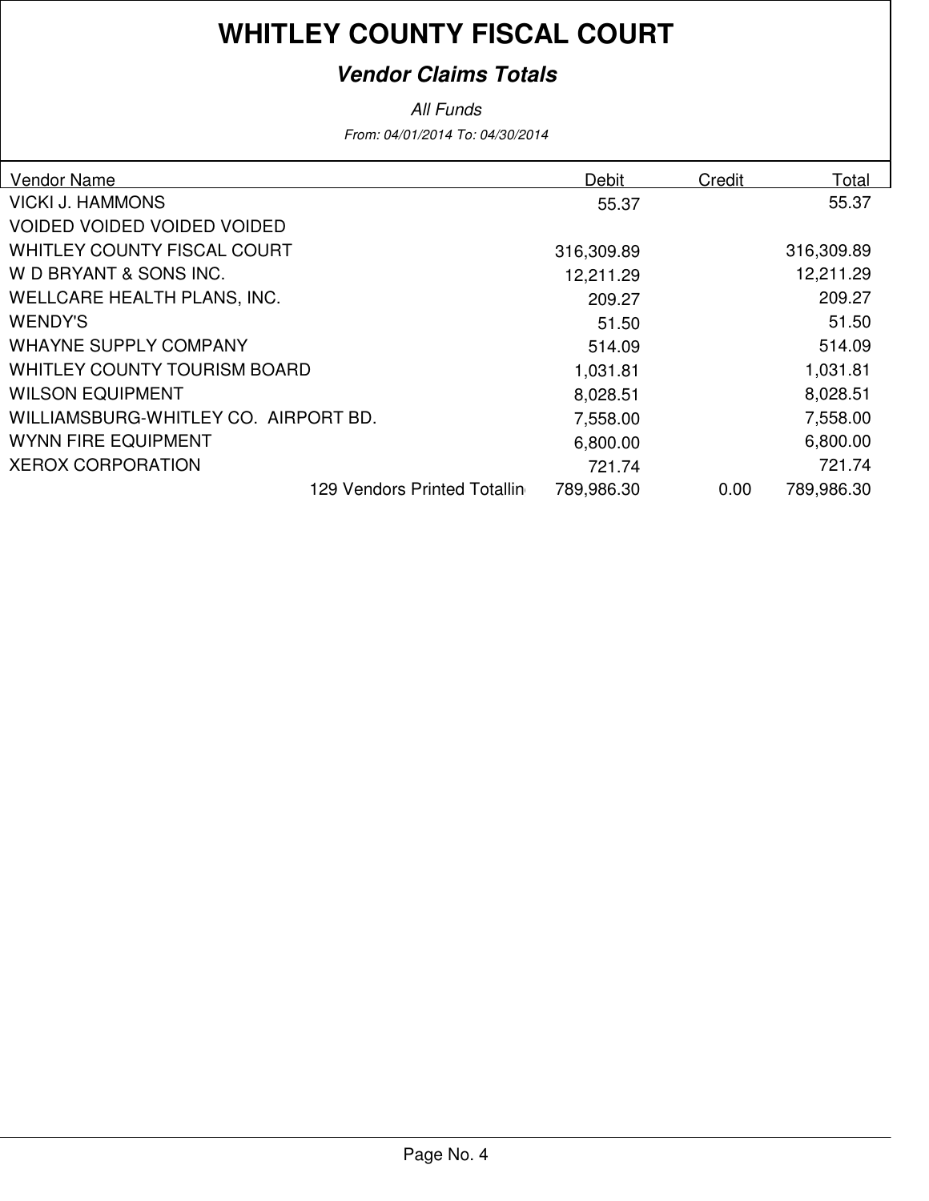# WHITLEY COUNTY FISCAL COURT

## *Vendor Claims Totals*

*All Funds*

*From: 04/01/2014 To: 04/30/2014*

| Vendor Name | Debit | Credit | Total |
|---|---|---|---|
| VICKI J. HAMMONS | 55.37 | | 55.37 |
| VOIDED VOIDED VOIDED VOIDED | | | |
| WHITLEY COUNTY FISCAL COURT | 316,309.89 | | 316,309.89 |
| W D BRYANT & SONS INC. | 12,211.29 | | 12,211.29 |
| WELLCARE HEALTH PLANS, INC. | 209.27 | | 209.27 |
| WENDY'S | 51.50 | | 51.50 |
| WHAYNE SUPPLY COMPANY | 514.09 | | 514.09 |
| WHITLEY COUNTY TOURISM BOARD | 1,031.81 | | 1,031.81 |
| WILSON EQUIPMENT | 8,028.51 | | 8,028.51 |
| WILLIAMSBURG-WHITLEY CO. AIRPORT BD. | 7,558.00 | | 7,558.00 |
| WYNN FIRE EQUIPMENT | 6,800.00 | | 6,800.00 |
| XEROX CORPORATION | 721.74 | | 721.74 |
| 129 Vendors Printed Totallin | 789,986.30 | 0.00 | 789,986.30 |